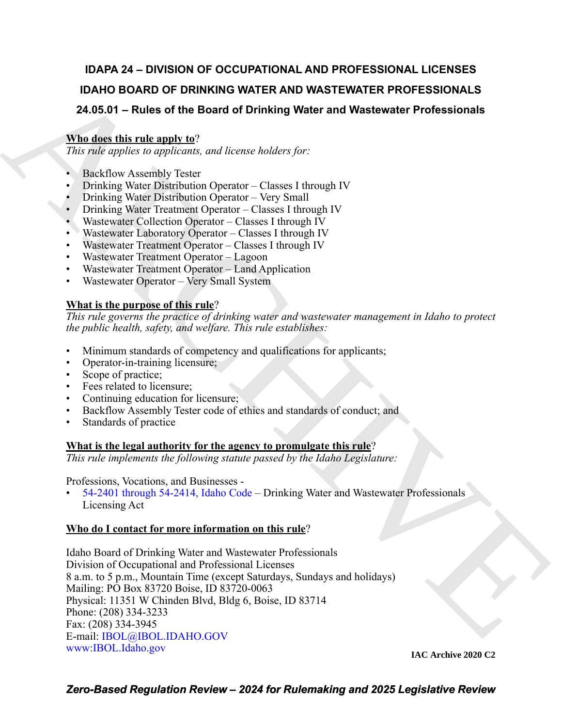# IDAPA 24 – DIVISION OF OCCUPATIONAL AND PROFESSIONAL LICENSES

## IDAHO BOARD OF DRINKING WATER AND WASTEWATER PROFESSIONALS

## 24.05.01 – Rules of the Board of Drinking Water and Wastewater Professionals

**Who does this rule apply to?**

*This rule applies to applicants, and license holders for:*

- Backflow Assembly Tester
- Drinking Water Distribution Operator – Classes I through IV
- Drinking Water Distribution Operator – Very Small
- Drinking Water Treatment Operator – Classes I through IV
- Wastewater Collection Operator – Classes I through IV
- Wastewater Laboratory Operator – Classes I through IV
- Wastewater Treatment Operator – Classes I through IV
- Wastewater Treatment Operator – Lagoon
- Wastewater Treatment Operator – Land Application
- Wastewater Operator – Very Small System

**What is the purpose of this rule?**

*This rule governs the practice of drinking water and wastewater management in Idaho to protect the public health, safety, and welfare. This rule establishes:*

- Minimum standards of competency and qualifications for applicants;
- Operator-in-training licensure;
- Scope of practice;
- Fees related to licensure;
- Continuing education for licensure;
- Backflow Assembly Tester code of ethics and standards of conduct; and
- Standards of practice

**What is the legal authority for the agency to promulgate this rule?**

*This rule implements the following statute passed by the Idaho Legislature:*

Professions, Vocations, and Businesses -

- 54-2401 through 54-2414, Idaho Code – Drinking Water and Wastewater Professionals Licensing Act

**Who do I contact for more information on this rule?**

Idaho Board of Drinking Water and Wastewater Professionals
Division of Occupational and Professional Licenses
8 a.m. to 5 p.m., Mountain Time (except Saturdays, Sundays and holidays)
Mailing: PO Box 83720 Boise, ID 83720-0063
Physical: 11351 W Chinden Blvd, Bldg 6, Boise, ID 83714
Phone: (208) 334-3233
Fax: (208) 334-3945
E-mail: IBOL@IBOL.IDAHO.GOV
www:IBOL.Idaho.gov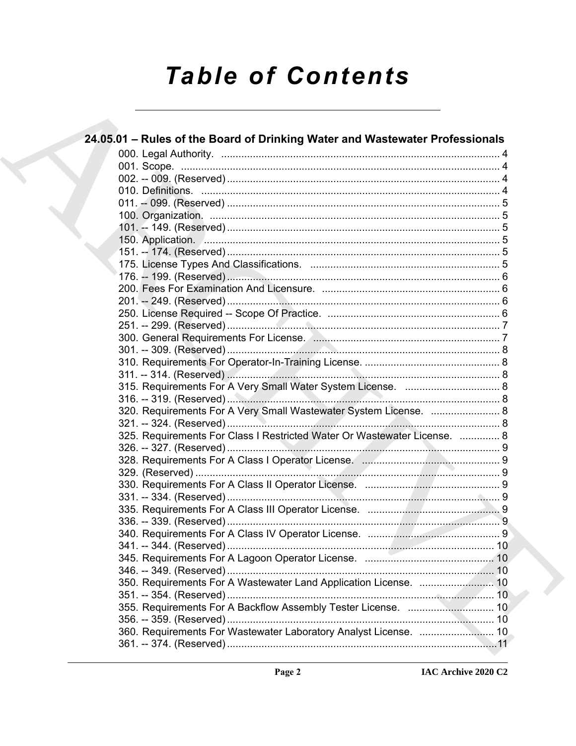# Table of Contents

## 24.05.01 – Rules of the Board of Drinking Water and Wastewater Professionals

000. Legal Authority. ........................................................................................ 4
001. Scope. ........................................................................................ 4
002. -- 009. (Reserved) ........................................................................................ 4
010. Definitions. ........................................................................................ 4
011. -- 099. (Reserved) ........................................................................................ 5
100. Organization. ........................................................................................ 5
101. -- 149. (Reserved) ........................................................................................ 5
150. Application. ........................................................................................ 5
151. -- 174. (Reserved) ........................................................................................ 5
175. License Types And Classifications. ........................................................................................ 5
176. -- 199. (Reserved) ........................................................................................ 6
200. Fees For Examination And Licensure. ........................................................................................ 6
201. -- 249. (Reserved) ........................................................................................ 6
250. License Required -- Scope Of Practice. ........................................................................................ 6
251. -- 299. (Reserved) ........................................................................................ 7
300. General Requirements For License. ........................................................................................ 7
301. -- 309. (Reserved) ........................................................................................ 8
310. Requirements For Operator-In-Training License. ........................................................................................ 8
311. -- 314. (Reserved) ........................................................................................ 8
315. Requirements For A Very Small Water System License. ........................................................................................ 8
316. -- 319. (Reserved) ........................................................................................ 8
320. Requirements For A Very Small Wastewater System License. ........................................................................................ 8
321. -- 324. (Reserved) ........................................................................................ 8
325. Requirements For Class I Restricted Water Or Wastewater License. ........................................................................................ 8
326. -- 327. (Reserved) ........................................................................................ 9
328. Requirements For A Class I Operator License. ........................................................................................ 9
329. (Reserved) ........................................................................................ 9
330. Requirements For A Class II Operator License. ........................................................................................ 9
331. -- 334. (Reserved) ........................................................................................ 9
335. Requirements For A Class III Operator License. ........................................................................................ 9
336. -- 339. (Reserved) ........................................................................................ 9
340. Requirements For A Class IV Operator License. ........................................................................................ 9
341. -- 344. (Reserved) ........................................................................................ 10
345. Requirements For A Lagoon Operator License. ........................................................................................ 10
346. -- 349. (Reserved) ........................................................................................ 10
350. Requirements For A Wastewater Land Application License. ........................................................................................ 10
351. -- 354. (Reserved) ........................................................................................ 10
355. Requirements For A Backflow Assembly Tester License. ........................................................................................ 10
356. -- 359. (Reserved) ........................................................................................ 10
360. Requirements For Wastewater Laboratory Analyst License. ........................................................................................ 10
361. -- 374. (Reserved) ........................................................................................ 11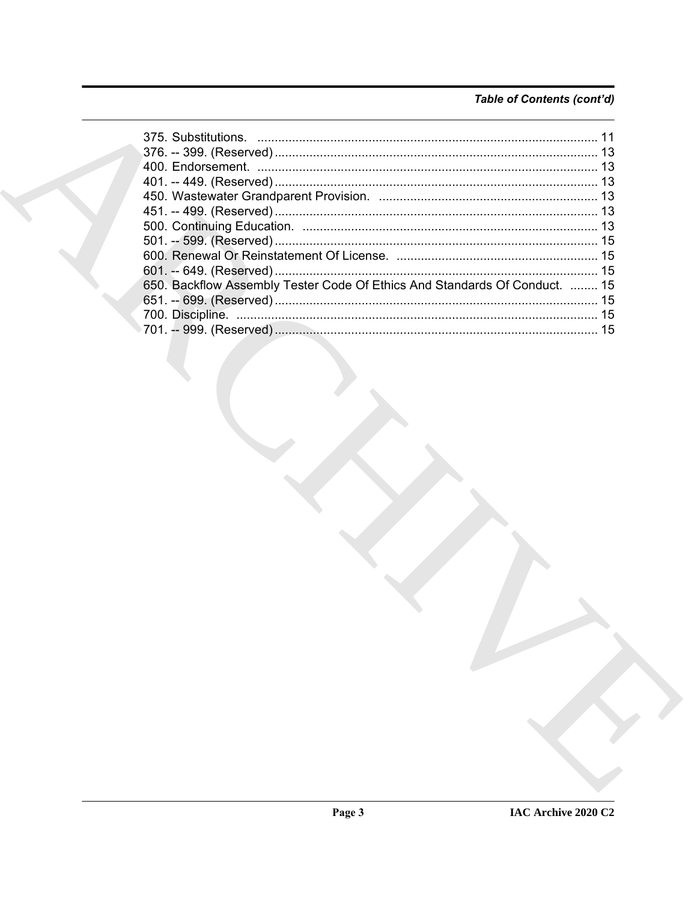*Table of Contents (cont'd)*

375. Substitutions. .......... 11
376. -- 399. (Reserved) .......... 13
400. Endorsement. .......... 13
401. -- 449. (Reserved) .......... 13
450. Wastewater Grandparent Provision. .......... 13
451. -- 499. (Reserved) .......... 13
500. Continuing Education. .......... 13
501. -- 599. (Reserved) .......... 15
600. Renewal Or Reinstatement Of License. .......... 15
601. -- 649. (Reserved) .......... 15
650. Backflow Assembly Tester Code Of Ethics And Standards Of Conduct. .......... 15
651. -- 699. (Reserved) .......... 15
700. Discipline. .......... 15
701. -- 999. (Reserved) .......... 15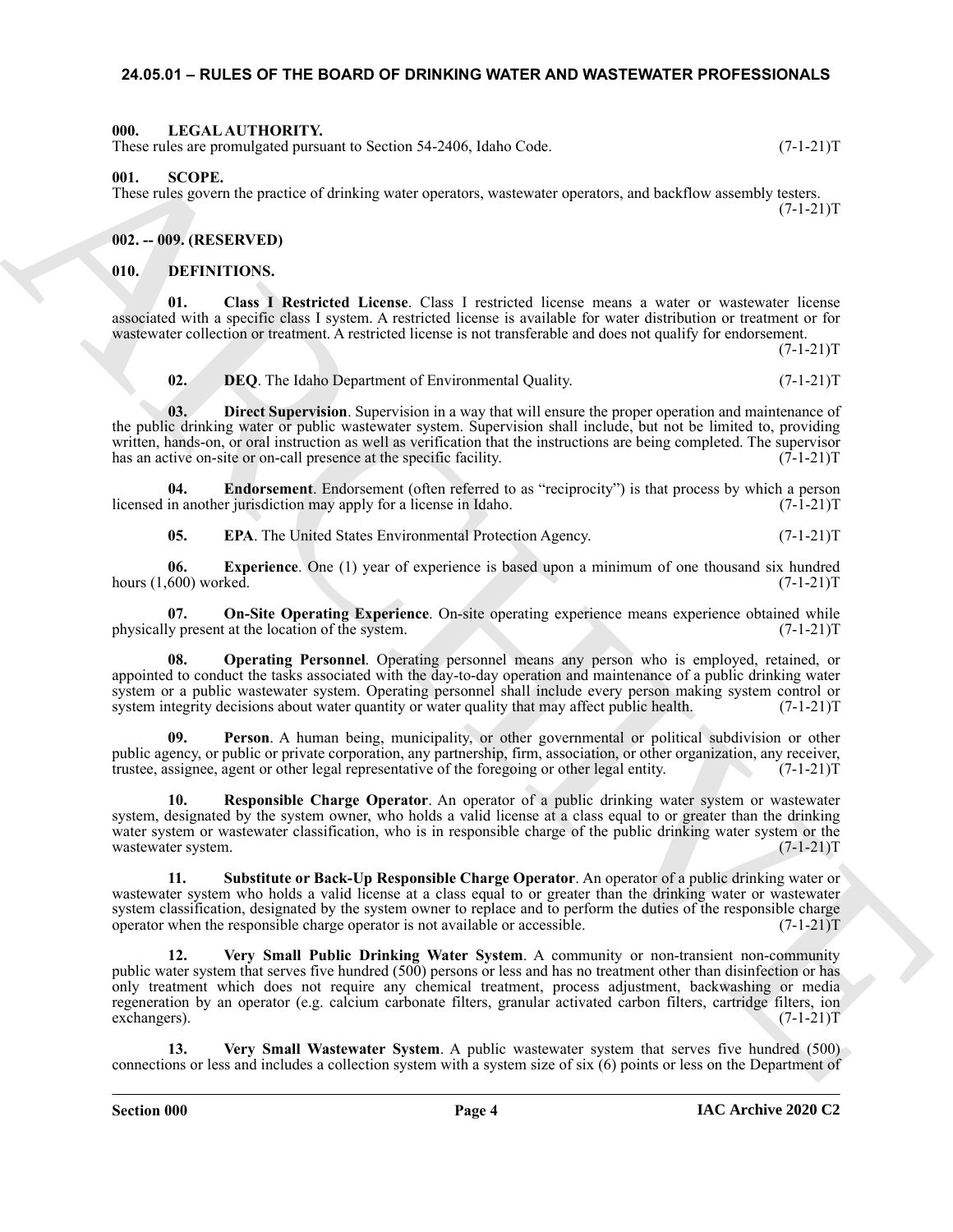## 24.05.01 – RULES OF THE BOARD OF DRINKING WATER AND WASTEWATER PROFESSIONALS

### 000. LEGAL AUTHORITY.

These rules are promulgated pursuant to Section 54-2406, Idaho Code. (7-1-21)T

### 001. SCOPE.

These rules govern the practice of drinking water operators, wastewater operators, and backflow assembly testers. (7-1-21)T

### 002. -- 009. (RESERVED)

### 010. DEFINITIONS.

**01. Class I Restricted License**. Class I restricted license means a water or wastewater license associated with a specific class I system. A restricted license is available for water distribution or treatment or for wastewater collection or treatment. A restricted license is not transferable and does not qualify for endorsement. (7-1-21)T

**02. DEQ**. The Idaho Department of Environmental Quality. (7-1-21)T

**03. Direct Supervision**. Supervision in a way that will ensure the proper operation and maintenance of the public drinking water or public wastewater system. Supervision shall include, but not be limited to, providing written, hands-on, or oral instruction as well as verification that the instructions are being completed. The supervisor has an active on-site or on-call presence at the specific facility. (7-1-21)T

**04. Endorsement**. Endorsement (often referred to as "reciprocity") is that process by which a person licensed in another jurisdiction may apply for a license in Idaho. (7-1-21)T

**05. EPA**. The United States Environmental Protection Agency. (7-1-21)T

**06. Experience**. One (1) year of experience is based upon a minimum of one thousand six hundred hours (1,600) worked. (7-1-21)T

**07. On-Site Operating Experience**. On-site operating experience means experience obtained while physically present at the location of the system. (7-1-21)T

**08. Operating Personnel**. Operating personnel means any person who is employed, retained, or appointed to conduct the tasks associated with the day-to-day operation and maintenance of a public drinking water system or a public wastewater system. Operating personnel shall include every person making system control or system integrity decisions about water quantity or water quality that may affect public health. (7-1-21)T

**09. Person**. A human being, municipality, or other governmental or political subdivision or other public agency, or public or private corporation, any partnership, firm, association, or other organization, any receiver, trustee, assignee, agent or other legal representative of the foregoing or other legal entity. (7-1-21)T

**10. Responsible Charge Operator**. An operator of a public drinking water system or wastewater system, designated by the system owner, who holds a valid license at a class equal to or greater than the drinking water system or wastewater classification, who is in responsible charge of the public drinking water system or the wastewater system. (7-1-21)T

**11. Substitute or Back-Up Responsible Charge Operator**. An operator of a public drinking water or wastewater system who holds a valid license at a class equal to or greater than the drinking water or wastewater system classification, designated by the system owner to replace and to perform the duties of the responsible charge operator when the responsible charge operator is not available or accessible. (7-1-21)T

**12. Very Small Public Drinking Water System**. A community or non-transient non-community public water system that serves five hundred (500) persons or less and has no treatment other than disinfection or has only treatment which does not require any chemical treatment, process adjustment, backwashing or media regeneration by an operator (e.g. calcium carbonate filters, granular activated carbon filters, cartridge filters, ion exchangers). (7-1-21)T

**13. Very Small Wastewater System**. A public wastewater system that serves five hundred (500) connections or less and includes a collection system with a system size of six (6) points or less on the Department of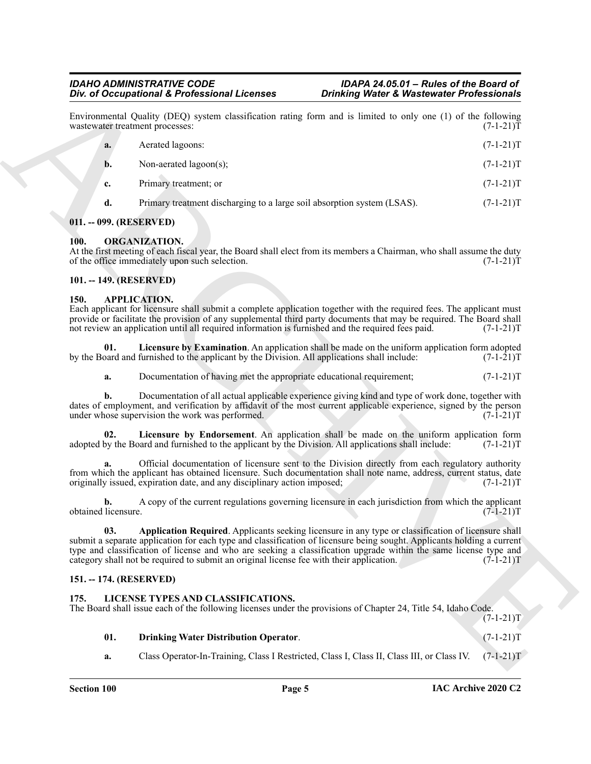Environmental Quality (DEQ) system classification rating form and is limited to only one (1) of the following wastewater treatment processes: (7-1-21)T

**a.** Aerated lagoons: (7-1-21)T

**b.** Non-aerated lagoon(s); (7-1-21)T

**c.** Primary treatment; or (7-1-21)T

**d.** Primary treatment discharging to a large soil absorption system (LSAS). (7-1-21)T

## 011. -- 099. (RESERVED)

## 100. ORGANIZATION.

At the first meeting of each fiscal year, the Board shall elect from its members a Chairman, who shall assume the duty of the office immediately upon such selection. (7-1-21)T

## 101. -- 149. (RESERVED)

## 150. APPLICATION.

Each applicant for licensure shall submit a complete application together with the required fees. The applicant must provide or facilitate the provision of any supplemental third party documents that may be required. The Board shall not review an application until all required information is furnished and the required fees paid. (7-1-21)T

**01. Licensure by Examination**. An application shall be made on the uniform application form adopted by the Board and furnished to the applicant by the Division. All applications shall include: (7-1-21)T

**a.** Documentation of having met the appropriate educational requirement; (7-1-21)T

**b.** Documentation of all actual applicable experience giving kind and type of work done, together with dates of employment, and verification by affidavit of the most current applicable experience, signed by the person under whose supervision the work was performed. (7-1-21)T

**02. Licensure by Endorsement**. An application shall be made on the uniform application form adopted by the Board and furnished to the applicant by the Division. All applications shall include: (7-1-21)T

**a.** Official documentation of licensure sent to the Division directly from each regulatory authority from which the applicant has obtained licensure. Such documentation shall note name, address, current status, date originally issued, expiration date, and any disciplinary action imposed; (7-1-21)T

**b.** A copy of the current regulations governing licensure in each jurisdiction from which the applicant obtained licensure. (7-1-21)T

**03. Application Required**. Applicants seeking licensure in any type or classification of licensure shall submit a separate application for each type and classification of licensure being sought. Applicants holding a current type and classification of license and who are seeking a classification upgrade within the same license type and category shall not be required to submit an original license fee with their application. (7-1-21)T

## 151. -- 174. (RESERVED)

## 175. LICENSE TYPES AND CLASSIFICATIONS.

The Board shall issue each of the following licenses under the provisions of Chapter 24, Title 54, Idaho Code. (7-1-21)T

**01. Drinking Water Distribution Operator**. (7-1-21)T

**a.** Class Operator-In-Training, Class I Restricted, Class I, Class II, Class III, or Class IV. (7-1-21)T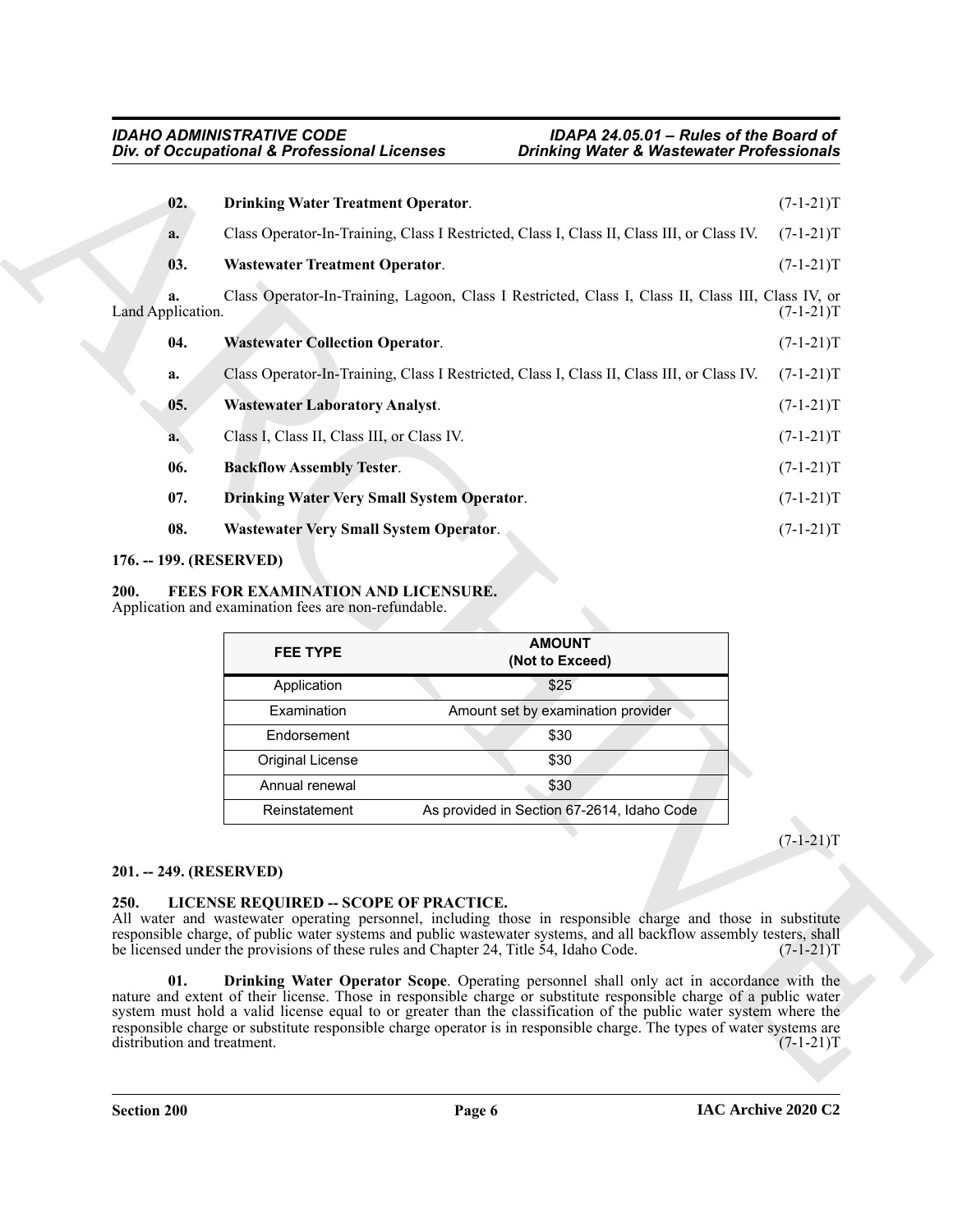**02. Drinking Water Treatment Operator**. (7-1-21)T

**a.** Class Operator-In-Training, Class I Restricted, Class I, Class II, Class III, or Class IV. (7-1-21)T

**03. Wastewater Treatment Operator**. (7-1-21)T

**a.** Class Operator-In-Training, Lagoon, Class I Restricted, Class I, Class II, Class III, Class IV, or Land Application. (7-1-21)T

**04. Wastewater Collection Operator**. (7-1-21)T

**a.** Class Operator-In-Training, Class I Restricted, Class I, Class II, Class III, or Class IV. (7-1-21)T

**05. Wastewater Laboratory Analyst**. (7-1-21)T

**a.** Class I, Class II, Class III, or Class IV. (7-1-21)T

**06. Backflow Assembly Tester**. (7-1-21)T

**07. Drinking Water Very Small System Operator**. (7-1-21)T

**08. Wastewater Very Small System Operator**. (7-1-21)T

## 176. -- 199. (RESERVED)

## 200. FEES FOR EXAMINATION AND LICENSURE.

Application and examination fees are non-refundable.

| FEE TYPE | AMOUNT (Not to Exceed) |
|---|---|
| Application | $25 |
| Examination | Amount set by examination provider |
| Endorsement | $30 |
| Original License | $30 |
| Annual renewal | $30 |
| Reinstatement | As provided in Section 67-2614, Idaho Code |

(7-1-21)T

## 201. -- 249. (RESERVED)

## 250. LICENSE REQUIRED -- SCOPE OF PRACTICE.

All water and wastewater operating personnel, including those in responsible charge and those in substitute responsible charge, of public water systems and public wastewater systems, and all backflow assembly testers, shall be licensed under the provisions of these rules and Chapter 24, Title 54, Idaho Code. (7-1-21)T

**01. Drinking Water Operator Scope**. Operating personnel shall only act in accordance with the nature and extent of their license. Those in responsible charge or substitute responsible charge of a public water system must hold a valid license equal to or greater than the classification of the public water system where the responsible charge or substitute responsible charge operator is in responsible charge. The types of water systems are distribution and treatment. (7-1-21)T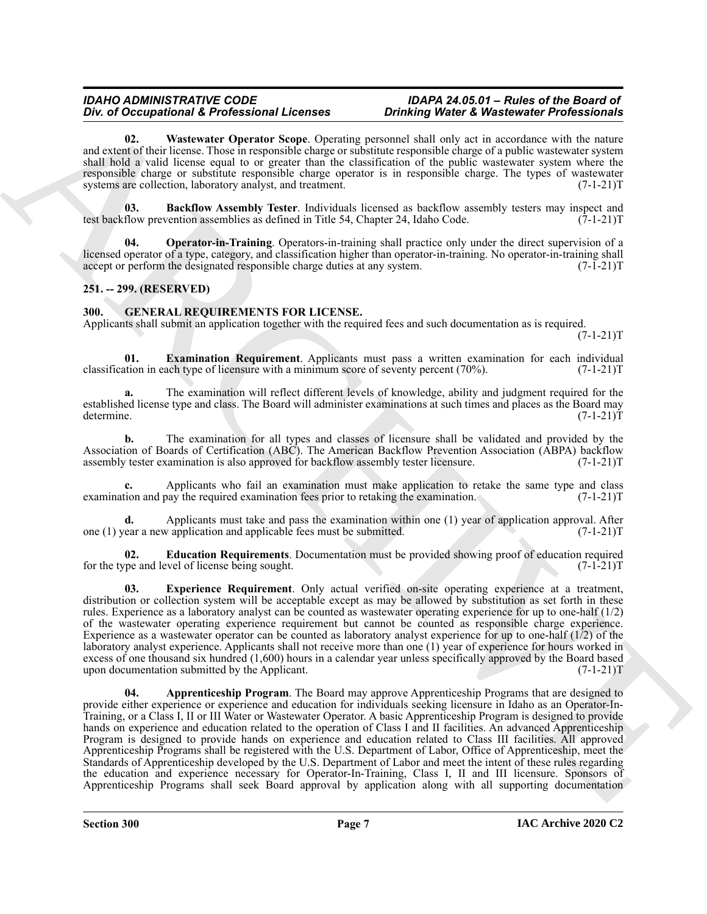**02. Wastewater Operator Scope**. Operating personnel shall only act in accordance with the nature and extent of their license. Those in responsible charge or substitute responsible charge of a public wastewater system shall hold a valid license equal to or greater than the classification of the public wastewater system where the responsible charge or substitute responsible charge operator is in responsible charge. The types of wastewater systems are collection, laboratory analyst, and treatment. (7-1-21)T

**03. Backflow Assembly Tester**. Individuals licensed as backflow assembly testers may inspect and test backflow prevention assemblies as defined in Title 54, Chapter 24, Idaho Code. (7-1-21)T

**04. Operator-in-Training**. Operators-in-training shall practice only under the direct supervision of a licensed operator of a type, category, and classification higher than operator-in-training. No operator-in-training shall accept or perform the designated responsible charge duties at any system. (7-1-21)T

## 251. -- 299. (RESERVED)

## 300. GENERAL REQUIREMENTS FOR LICENSE.

Applicants shall submit an application together with the required fees and such documentation as is required. (7-1-21)T

**01. Examination Requirement**. Applicants must pass a written examination for each individual classification in each type of licensure with a minimum score of seventy percent (70%). (7-1-21)T

**a.** The examination will reflect different levels of knowledge, ability and judgment required for the established license type and class. The Board will administer examinations at such times and places as the Board may determine. (7-1-21)T

**b.** The examination for all types and classes of licensure shall be validated and provided by the Association of Boards of Certification (ABC). The American Backflow Prevention Association (ABPA) backflow assembly tester examination is also approved for backflow assembly tester licensure. (7-1-21)T

**c.** Applicants who fail an examination must make application to retake the same type and class examination and pay the required examination fees prior to retaking the examination. (7-1-21)T

**d.** Applicants must take and pass the examination within one (1) year of application approval. After one (1) year a new application and applicable fees must be submitted. (7-1-21)T

**02. Education Requirements**. Documentation must be provided showing proof of education required for the type and level of license being sought. (7-1-21)T

**03. Experience Requirement**. Only actual verified on-site operating experience at a treatment, distribution or collection system will be acceptable except as may be allowed by substitution as set forth in these rules. Experience as a laboratory analyst can be counted as wastewater operating experience for up to one-half (1/2) of the wastewater operating experience requirement but cannot be counted as responsible charge experience. Experience as a wastewater operator can be counted as laboratory analyst experience for up to one-half (1/2) of the laboratory analyst experience. Applicants shall not receive more than one (1) year of experience for hours worked in excess of one thousand six hundred (1,600) hours in a calendar year unless specifically approved by the Board based upon documentation submitted by the Applicant. (7-1-21)T

**04. Apprenticeship Program**. The Board may approve Apprenticeship Programs that are designed to provide either experience or experience and education for individuals seeking licensure in Idaho as an Operator-In-Training, or a Class I, II or III Water or Wastewater Operator. A basic Apprenticeship Program is designed to provide hands on experience and education related to the operation of Class I and II facilities. An advanced Apprenticeship Program is designed to provide hands on experience and education related to Class III facilities. All approved Apprenticeship Programs shall be registered with the U.S. Department of Labor, Office of Apprenticeship, meet the Standards of Apprenticeship developed by the U.S. Department of Labor and meet the intent of these rules regarding the education and experience necessary for Operator-In-Training, Class I, II and III licensure. Sponsors of Apprenticeship Programs shall seek Board approval by application along with all supporting documentation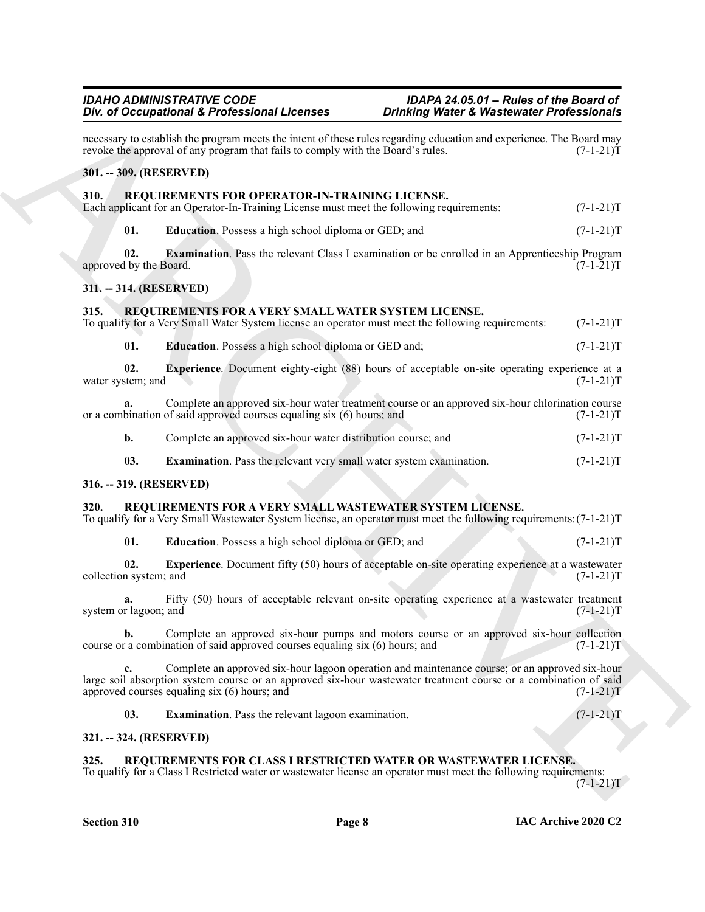necessary to establish the program meets the intent of these rules regarding education and experience. The Board may revoke the approval of any program that fails to comply with the Board's rules. (7-1-21)T

### 301. -- 309. (RESERVED)

### 310. REQUIREMENTS FOR OPERATOR-IN-TRAINING LICENSE.

Each applicant for an Operator-In-Training License must meet the following requirements: (7-1-21)T

**01. Education**. Possess a high school diploma or GED; and (7-1-21)T

**02. Examination**. Pass the relevant Class I examination or be enrolled in an Apprenticeship Program approved by the Board. (7-1-21)T

### 311. -- 314. (RESERVED)

### 315. REQUIREMENTS FOR A VERY SMALL WATER SYSTEM LICENSE.

To qualify for a Very Small Water System license an operator must meet the following requirements: (7-1-21)T

**01. Education**. Possess a high school diploma or GED and; (7-1-21)T

**02. Experience**. Document eighty-eight (88) hours of acceptable on-site operating experience at a water system; and (7-1-21)T

**a.** Complete an approved six-hour water treatment course or an approved six-hour chlorination course or a combination of said approved courses equaling six (6) hours; and (7-1-21)T

**b.** Complete an approved six-hour water distribution course; and (7-1-21)T

**03. Examination**. Pass the relevant very small water system examination. (7-1-21)T

### 316. -- 319. (RESERVED)

### 320. REQUIREMENTS FOR A VERY SMALL WASTEWATER SYSTEM LICENSE.

To qualify for a Very Small Wastewater System license, an operator must meet the following requirements: (7-1-21)T

**01. Education**. Possess a high school diploma or GED; and (7-1-21)T

**02. Experience**. Document fifty (50) hours of acceptable on-site operating experience at a wastewater collection system; and (7-1-21)T

**a.** Fifty (50) hours of acceptable relevant on-site operating experience at a wastewater treatment system or lagoon; and (7-1-21)T

**b.** Complete an approved six-hour pumps and motors course or an approved six-hour collection course or a combination of said approved courses equaling six (6) hours; and (7-1-21)T

**c.** Complete an approved six-hour lagoon operation and maintenance course; or an approved six-hour large soil absorption system course or an approved six-hour wastewater treatment course or a combination of said approved courses equaling six (6) hours; and (7-1-21)T

**03. Examination**. Pass the relevant lagoon examination. (7-1-21)T

### 321. -- 324. (RESERVED)

### 325. REQUIREMENTS FOR CLASS I RESTRICTED WATER OR WASTEWATER LICENSE.

To qualify for a Class I Restricted water or wastewater license an operator must meet the following requirements: (7-1-21)T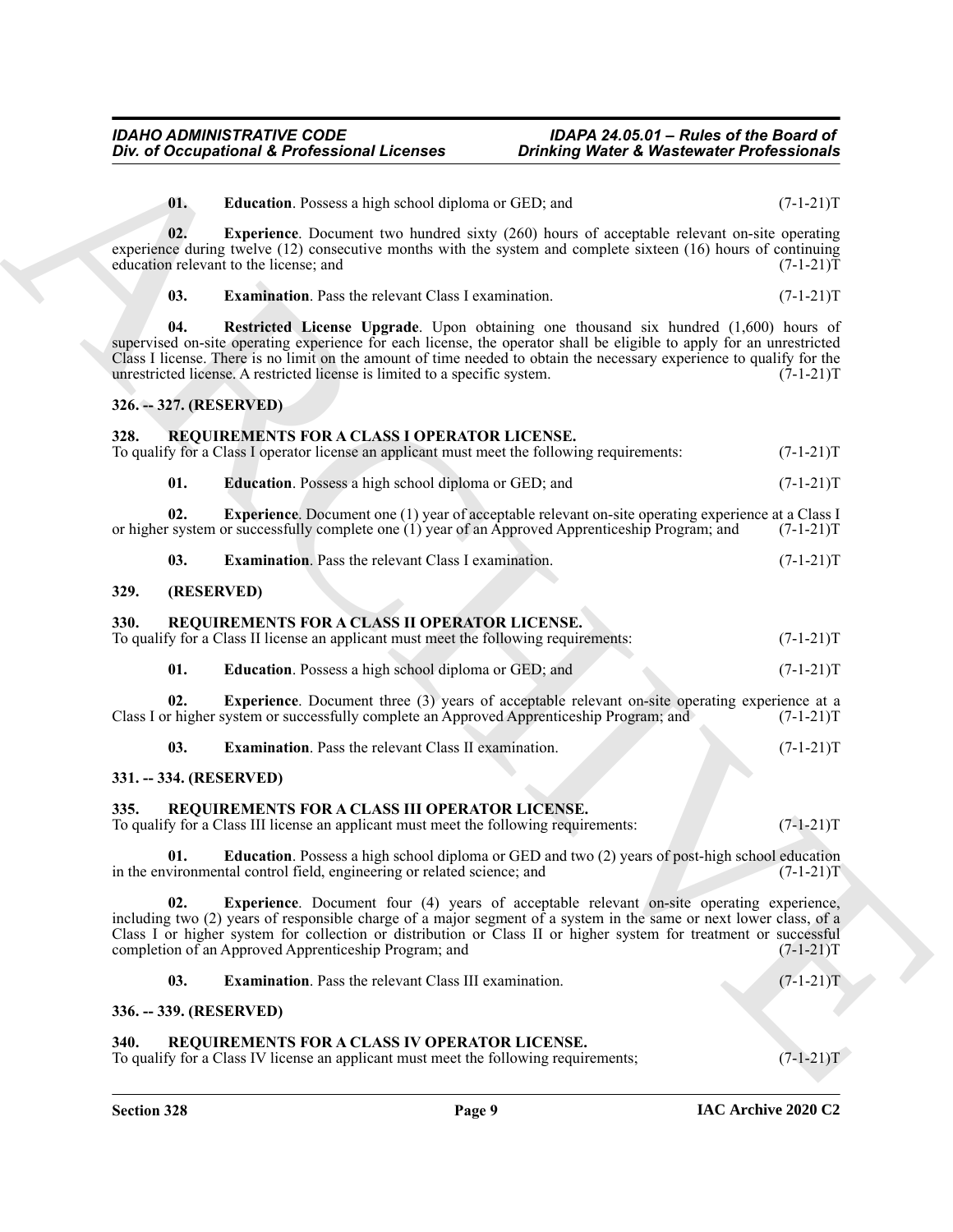**01. Education**. Possess a high school diploma or GED; and (7-1-21)T

**02. Experience**. Document two hundred sixty (260) hours of acceptable relevant on-site operating experience during twelve (12) consecutive months with the system and complete sixteen (16) hours of continuing education relevant to the license; and (7-1-21)T

**03. Examination**. Pass the relevant Class I examination. (7-1-21)T

**04. Restricted License Upgrade**. Upon obtaining one thousand six hundred (1,600) hours of supervised on-site operating experience for each license, the operator shall be eligible to apply for an unrestricted Class I license. There is no limit on the amount of time needed to obtain the necessary experience to qualify for the unrestricted license. A restricted license is limited to a specific system. (7-1-21)T

### 326. -- 327. (RESERVED)

### 328. REQUIREMENTS FOR A CLASS I OPERATOR LICENSE.

To qualify for a Class I operator license an applicant must meet the following requirements: (7-1-21)T

**01. Education**. Possess a high school diploma or GED; and (7-1-21)T

**02. Experience**. Document one (1) year of acceptable relevant on-site operating experience at a Class I or higher system or successfully complete one (1) year of an Approved Apprenticeship Program; and (7-1-21)T

**03. Examination**. Pass the relevant Class I examination. (7-1-21)T

### 329. (RESERVED)

### 330. REQUIREMENTS FOR A CLASS II OPERATOR LICENSE.

To qualify for a Class II license an applicant must meet the following requirements: (7-1-21)T

**01. Education**. Possess a high school diploma or GED; and (7-1-21)T

**02. Experience**. Document three (3) years of acceptable relevant on-site operating experience at a Class I or higher system or successfully complete an Approved Apprenticeship Program; and (7-1-21)T

**03. Examination**. Pass the relevant Class II examination. (7-1-21)T

### 331. -- 334. (RESERVED)

### 335. REQUIREMENTS FOR A CLASS III OPERATOR LICENSE.

To qualify for a Class III license an applicant must meet the following requirements: (7-1-21)T

**01. Education**. Possess a high school diploma or GED and two (2) years of post-high school education in the environmental control field, engineering or related science; and (7-1-21)T

**02. Experience**. Document four (4) years of acceptable relevant on-site operating experience, including two (2) years of responsible charge of a major segment of a system in the same or next lower class, of a Class I or higher system for collection or distribution or Class II or higher system for treatment or successful completion of an Approved Apprenticeship Program; and (7-1-21)T

**03. Examination**. Pass the relevant Class III examination. (7-1-21)T

### 336. -- 339. (RESERVED)

### 340. REQUIREMENTS FOR A CLASS IV OPERATOR LICENSE.

To qualify for a Class IV license an applicant must meet the following requirements; (7-1-21)T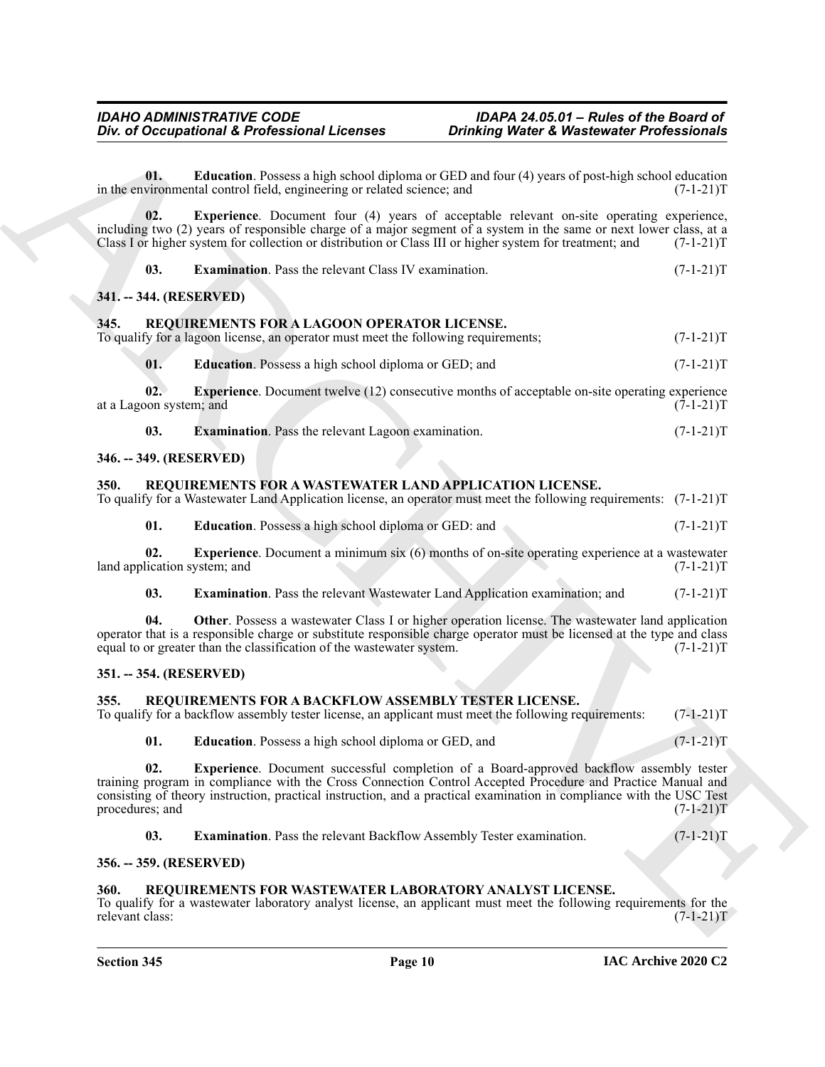**01. Education**. Possess a high school diploma or GED and four (4) years of post-high school education in the environmental control field, engineering or related science; and (7-1-21)T

**02. Experience**. Document four (4) years of acceptable relevant on-site operating experience, including two (2) years of responsible charge of a major segment of a system in the same or next lower class, at a Class I or higher system for collection or distribution or Class III or higher system for treatment; and (7-1-21)T

**03. Examination**. Pass the relevant Class IV examination. (7-1-21)T

### 341. -- 344. (RESERVED)

### 345. REQUIREMENTS FOR A LAGOON OPERATOR LICENSE.

To qualify for a lagoon license, an operator must meet the following requirements; (7-1-21)T

**01. Education**. Possess a high school diploma or GED; and (7-1-21)T

**02. Experience**. Document twelve (12) consecutive months of acceptable on-site operating experience at a Lagoon system; and (7-1-21)T

**03. Examination**. Pass the relevant Lagoon examination. (7-1-21)T

### 346. -- 349. (RESERVED)

### 350. REQUIREMENTS FOR A WASTEWATER LAND APPLICATION LICENSE.

To qualify for a Wastewater Land Application license, an operator must meet the following requirements: (7-1-21)T

**01. Education**. Possess a high school diploma or GED: and (7-1-21)T

**02. Experience**. Document a minimum six (6) months of on-site operating experience at a wastewater land application system; and (7-1-21)T

**03. Examination**. Pass the relevant Wastewater Land Application examination; and (7-1-21)T

**04. Other**. Possess a wastewater Class I or higher operation license. The wastewater land application operator that is a responsible charge or substitute responsible charge operator must be licensed at the type and class equal to or greater than the classification of the wastewater system. (7-1-21)T

### 351. -- 354. (RESERVED)

### 355. REQUIREMENTS FOR A BACKFLOW ASSEMBLY TESTER LICENSE.

To qualify for a backflow assembly tester license, an applicant must meet the following requirements: (7-1-21)T

**01. Education**. Possess a high school diploma or GED, and (7-1-21)T

**02. Experience**. Document successful completion of a Board-approved backflow assembly tester training program in compliance with the Cross Connection Control Accepted Procedure and Practice Manual and consisting of theory instruction, practical instruction, and a practical examination in compliance with the USC Test procedures; and (7-1-21)T

**03. Examination**. Pass the relevant Backflow Assembly Tester examination. (7-1-21)T

### 356. -- 359. (RESERVED)

### 360. REQUIREMENTS FOR WASTEWATER LABORATORY ANALYST LICENSE.

To qualify for a wastewater laboratory analyst license, an applicant must meet the following requirements for the relevant class: (7-1-21)T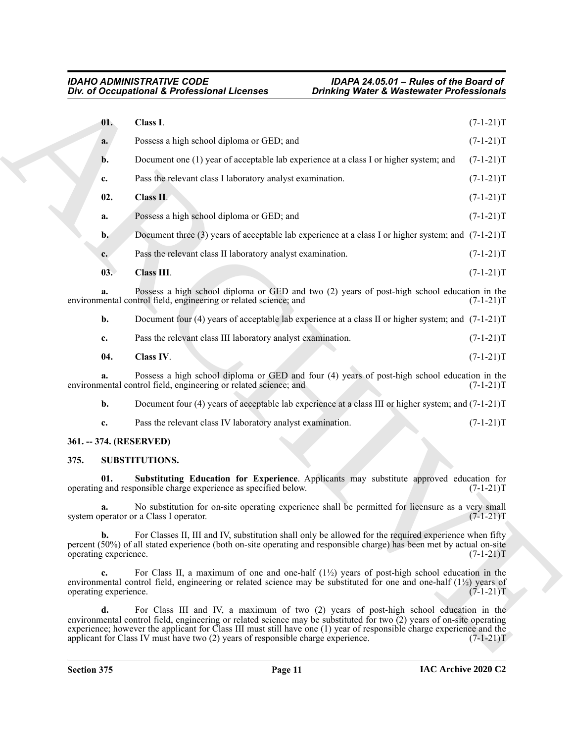**01. Class I**. (7-1-21)T

**a.** Possess a high school diploma or GED; and (7-1-21)T

**b.** Document one (1) year of acceptable lab experience at a class I or higher system; and (7-1-21)T

**c.** Pass the relevant class I laboratory analyst examination. (7-1-21)T

**02. Class II**. (7-1-21)T

**a.** Possess a high school diploma or GED; and (7-1-21)T

**b.** Document three (3) years of acceptable lab experience at a class I or higher system; and (7-1-21)T

**c.** Pass the relevant class II laboratory analyst examination. (7-1-21)T

**03. Class III**. (7-1-21)T

**a.** Possess a high school diploma or GED and two (2) years of post-high school education in the environmental control field, engineering or related science; and (7-1-21)T

**b.** Document four (4) years of acceptable lab experience at a class II or higher system; and (7-1-21)T

**c.** Pass the relevant class III laboratory analyst examination. (7-1-21)T

**04. Class IV**. (7-1-21)T

**a.** Possess a high school diploma or GED and four (4) years of post-high school education in the environmental control field, engineering or related science; and (7-1-21)T

**b.** Document four (4) years of acceptable lab experience at a class III or higher system; and (7-1-21)T

**c.** Pass the relevant class IV laboratory analyst examination. (7-1-21)T

### 361. -- 374. (RESERVED)

### 375. SUBSTITUTIONS.

**01. Substituting Education for Experience**. Applicants may substitute approved education for operating and responsible charge experience as specified below. (7-1-21)T

**a.** No substitution for on-site operating experience shall be permitted for licensure as a very small system operator or a Class I operator. (7-1-21)T

**b.** For Classes II, III and IV, substitution shall only be allowed for the required experience when fifty percent (50%) of all stated experience (both on-site operating and responsible charge) has been met by actual on-site operating experience. (7-1-21)T

**c.** For Class II, a maximum of one and one-half (1½) years of post-high school education in the environmental control field, engineering or related science may be substituted for one and one-half (1½) years of operating experience. (7-1-21)T

**d.** For Class III and IV, a maximum of two (2) years of post-high school education in the environmental control field, engineering or related science may be substituted for two (2) years of on-site operating experience; however the applicant for Class III must still have one (1) year of responsible charge experience and the applicant for Class IV must have two (2) years of responsible charge experience. (7-1-21)T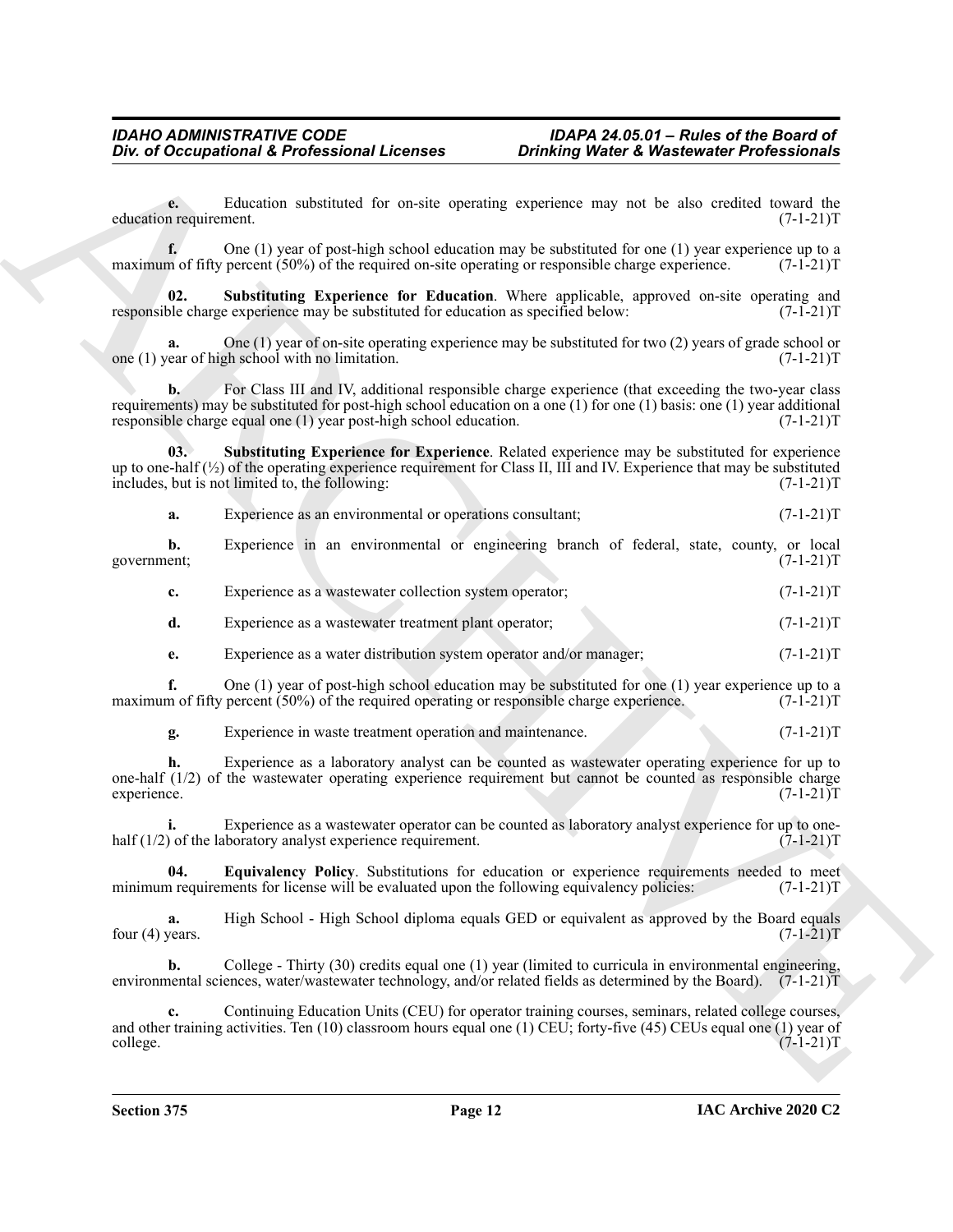**e.** Education substituted for on-site operating experience may not be also credited toward the education requirement. (7-1-21)T

**f.** One (1) year of post-high school education may be substituted for one (1) year experience up to a maximum of fifty percent (50%) of the required on-site operating or responsible charge experience. (7-1-21)T

**02. Substituting Experience for Education**. Where applicable, approved on-site operating and responsible charge experience may be substituted for education as specified below: (7-1-21)T

**a.** One (1) year of on-site operating experience may be substituted for two (2) years of grade school or one (1) year of high school with no limitation. (7-1-21)T

**b.** For Class III and IV, additional responsible charge experience (that exceeding the two-year class requirements) may be substituted for post-high school education on a one (1) for one (1) basis: one (1) year additional responsible charge equal one (1) year post-high school education. (7-1-21)T

**03. Substituting Experience for Experience**. Related experience may be substituted for experience up to one-half (½) of the operating experience requirement for Class II, III and IV. Experience that may be substituted includes, but is not limited to, the following: (7-1-21)T

**a.** Experience as an environmental or operations consultant; (7-1-21)T

**b.** Experience in an environmental or engineering branch of federal, state, county, or local government; (7-1-21)T

**c.** Experience as a wastewater collection system operator; (7-1-21)T

**d.** Experience as a wastewater treatment plant operator; (7-1-21)T

**e.** Experience as a water distribution system operator and/or manager; (7-1-21)T

**f.** One (1) year of post-high school education may be substituted for one (1) year experience up to a maximum of fifty percent (50%) of the required operating or responsible charge experience. (7-1-21)T

**g.** Experience in waste treatment operation and maintenance. (7-1-21)T

**h.** Experience as a laboratory analyst can be counted as wastewater operating experience for up to one-half (1/2) of the wastewater operating experience requirement but cannot be counted as responsible charge experience. (7-1-21)T

**i.** Experience as a wastewater operator can be counted as laboratory analyst experience for up to one-half (1/2) of the laboratory analyst experience requirement. (7-1-21)T

**04. Equivalency Policy**. Substitutions for education or experience requirements needed to meet minimum requirements for license will be evaluated upon the following equivalency policies: (7-1-21)T

**a.** High School - High School diploma equals GED or equivalent as approved by the Board equals four (4) years. (7-1-21)T

**b.** College - Thirty (30) credits equal one (1) year (limited to curricula in environmental engineering, environmental sciences, water/wastewater technology, and/or related fields as determined by the Board). (7-1-21)T

**c.** Continuing Education Units (CEU) for operator training courses, seminars, related college courses, and other training activities. Ten (10) classroom hours equal one (1) CEU; forty-five (45) CEUs equal one (1) year of college. (7-1-21)T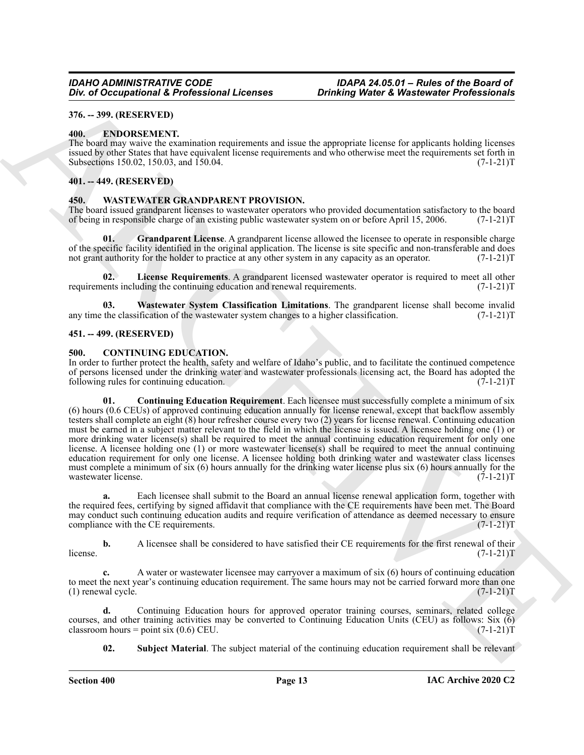**376. -- 399. (RESERVED)**

**400. ENDORSEMENT.**

The board may waive the examination requirements and issue the appropriate license for applicants holding licenses issued by other States that have equivalent license requirements and who otherwise meet the requirements set forth in Subsections 150.02, 150.03, and 150.04. (7-1-21)T

**401. -- 449. (RESERVED)**

**450. WASTEWATER GRANDPARENT PROVISION.**

The board issued grandparent licenses to wastewater operators who provided documentation satisfactory to the board of being in responsible charge of an existing public wastewater system on or before April 15, 2006. (7-1-21)T

**01. Grandparent License**. A grandparent license allowed the licensee to operate in responsible charge of the specific facility identified in the original application. The license is site specific and non-transferable and does not grant authority for the holder to practice at any other system in any capacity as an operator. (7-1-21)T

**02. License Requirements**. A grandparent licensed wastewater operator is required to meet all other requirements including the continuing education and renewal requirements. (7-1-21)T

**03. Wastewater System Classification Limitations**. The grandparent license shall become invalid any time the classification of the wastewater system changes to a higher classification. (7-1-21)T

**451. -- 499. (RESERVED)**

**500. CONTINUING EDUCATION.**

In order to further protect the health, safety and welfare of Idaho's public, and to facilitate the continued competence of persons licensed under the drinking water and wastewater professionals licensing act, the Board has adopted the following rules for continuing education. (7-1-21)T

**01. Continuing Education Requirement**. Each licensee must successfully complete a minimum of six (6) hours (0.6 CEUs) of approved continuing education annually for license renewal, except that backflow assembly testers shall complete an eight (8) hour refresher course every two (2) years for license renewal. Continuing education must be earned in a subject matter relevant to the field in which the license is issued. A licensee holding one (1) or more drinking water license(s) shall be required to meet the annual continuing education requirement for only one license. A licensee holding one (1) or more wastewater license(s) shall be required to meet the annual continuing education requirement for only one license. A licensee holding both drinking water and wastewater class licenses must complete a minimum of six (6) hours annually for the drinking water license plus six (6) hours annually for the wastewater license. (7-1-21)T

**a.** Each licensee shall submit to the Board an annual license renewal application form, together with the required fees, certifying by signed affidavit that compliance with the CE requirements have been met. The Board may conduct such continuing education audits and require verification of attendance as deemed necessary to ensure compliance with the CE requirements. (7-1-21)T

**b.** A licensee shall be considered to have satisfied their CE requirements for the first renewal of their license. (7-1-21)T

**c.** A water or wastewater licensee may carryover a maximum of six (6) hours of continuing education to meet the next year's continuing education requirement. The same hours may not be carried forward more than one (1) renewal cycle. (7-1-21)T

**d.** Continuing Education hours for approved operator training courses, seminars, related college courses, and other training activities may be converted to Continuing Education Units (CEU) as follows: Six (6) classroom hours = point six (0.6) CEU. (7-1-21)T

**02. Subject Material**. The subject material of the continuing education requirement shall be relevant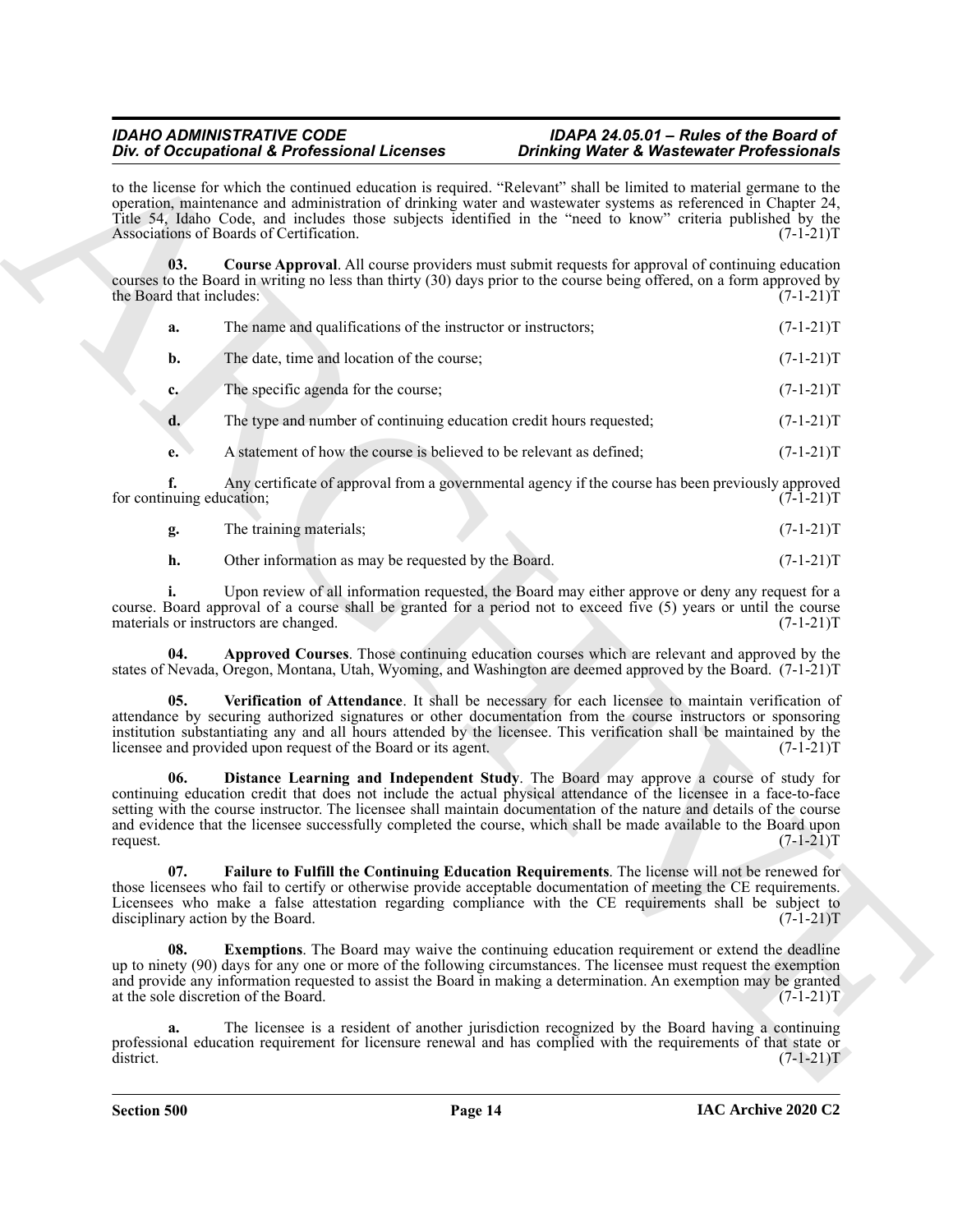to the license for which the continued education is required. "Relevant" shall be limited to material germane to the operation, maintenance and administration of drinking water and wastewater systems as referenced in Chapter 24, Title 54, Idaho Code, and includes those subjects identified in the "need to know" criteria published by the Associations of Boards of Certification. (7-1-21)T

**03. Course Approval**. All course providers must submit requests for approval of continuing education courses to the Board in writing no less than thirty (30) days prior to the course being offered, on a form approved by the Board that includes: (7-1-21)T

**a.** The name and qualifications of the instructor or instructors; (7-1-21)T

**b.** The date, time and location of the course; (7-1-21)T

**c.** The specific agenda for the course; (7-1-21)T

**d.** The type and number of continuing education credit hours requested; (7-1-21)T

**e.** A statement of how the course is believed to be relevant as defined; (7-1-21)T

**f.** Any certificate of approval from a governmental agency if the course has been previously approved for continuing education; (7-1-21)T

**g.** The training materials; (7-1-21)T

**h.** Other information as may be requested by the Board. (7-1-21)T

**i.** Upon review of all information requested, the Board may either approve or deny any request for a course. Board approval of a course shall be granted for a period not to exceed five (5) years or until the course materials or instructors are changed. (7-1-21)T

**04. Approved Courses**. Those continuing education courses which are relevant and approved by the states of Nevada, Oregon, Montana, Utah, Wyoming, and Washington are deemed approved by the Board. (7-1-21)T

**05. Verification of Attendance**. It shall be necessary for each licensee to maintain verification of attendance by securing authorized signatures or other documentation from the course instructors or sponsoring institution substantiating any and all hours attended by the licensee. This verification shall be maintained by the licensee and provided upon request of the Board or its agent. (7-1-21)T

**06. Distance Learning and Independent Study**. The Board may approve a course of study for continuing education credit that does not include the actual physical attendance of the licensee in a face-to-face setting with the course instructor. The licensee shall maintain documentation of the nature and details of the course and evidence that the licensee successfully completed the course, which shall be made available to the Board upon request. (7-1-21)T

**07. Failure to Fulfill the Continuing Education Requirements**. The license will not be renewed for those licensees who fail to certify or otherwise provide acceptable documentation of meeting the CE requirements. Licensees who make a false attestation regarding compliance with the CE requirements shall be subject to disciplinary action by the Board. (7-1-21)T

**08. Exemptions**. The Board may waive the continuing education requirement or extend the deadline up to ninety (90) days for any one or more of the following circumstances. The licensee must request the exemption and provide any information requested to assist the Board in making a determination. An exemption may be granted at the sole discretion of the Board. (7-1-21)T

**a.** The licensee is a resident of another jurisdiction recognized by the Board having a continuing professional education requirement for licensure renewal and has complied with the requirements of that state or district. (7-1-21)T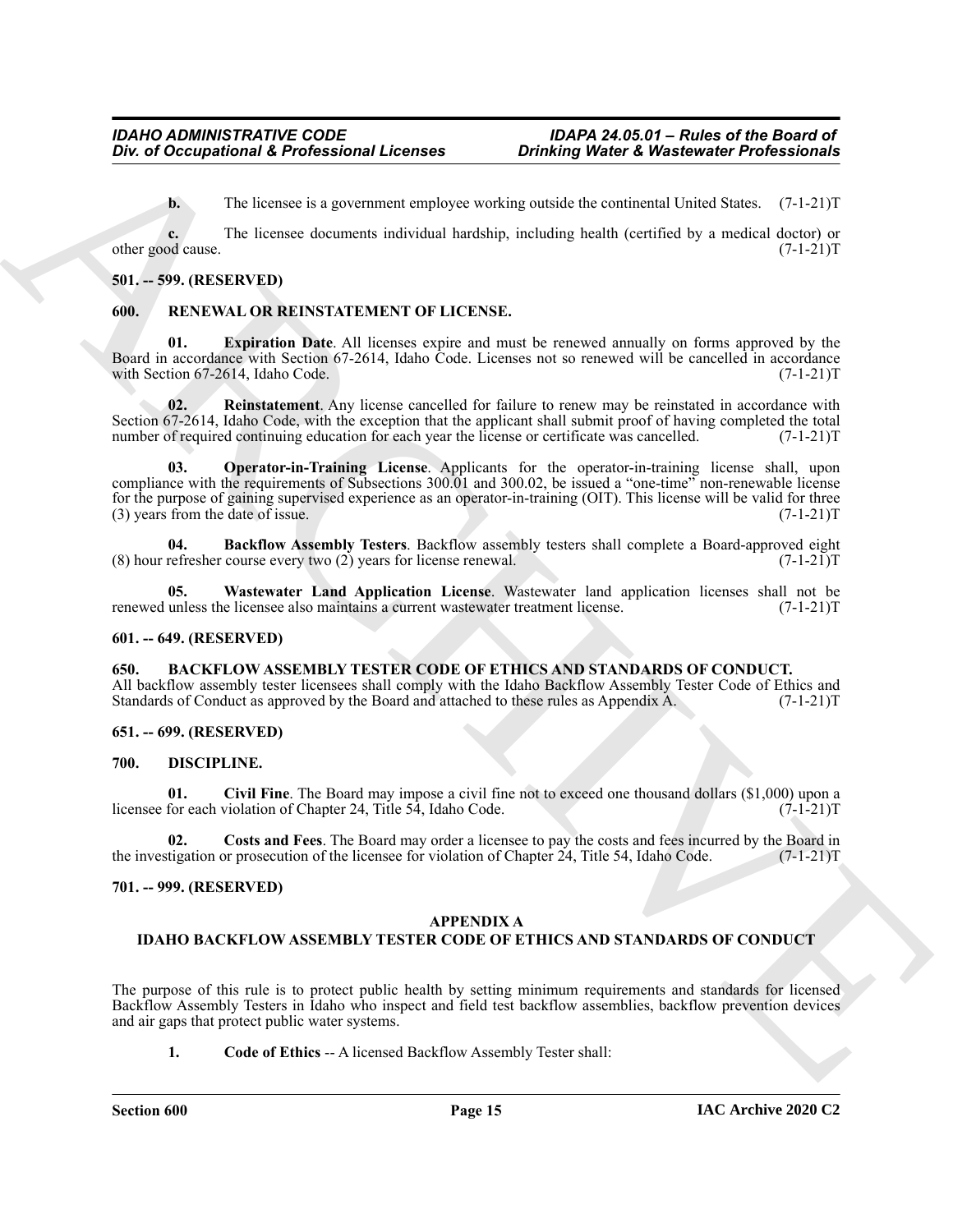**b.** The licensee is a government employee working outside the continental United States. (7-1-21)T

**c.** The licensee documents individual hardship, including health (certified by a medical doctor) or other good cause. (7-1-21)T

**501. -- 599. (RESERVED)**

**600. RENEWAL OR REINSTATEMENT OF LICENSE.**

**01. Expiration Date**. All licenses expire and must be renewed annually on forms approved by the Board in accordance with Section 67-2614, Idaho Code. Licenses not so renewed will be cancelled in accordance with Section 67-2614, Idaho Code. (7-1-21)T

**02. Reinstatement**. Any license cancelled for failure to renew may be reinstated in accordance with Section 67-2614, Idaho Code, with the exception that the applicant shall submit proof of having completed the total number of required continuing education for each year the license or certificate was cancelled. (7-1-21)T

**03. Operator-in-Training License**. Applicants for the operator-in-training license shall, upon compliance with the requirements of Subsections 300.01 and 300.02, be issued a "one-time" non-renewable license for the purpose of gaining supervised experience as an operator-in-training (OIT). This license will be valid for three (3) years from the date of issue. (7-1-21)T

**04. Backflow Assembly Testers**. Backflow assembly testers shall complete a Board-approved eight (8) hour refresher course every two (2) years for license renewal. (7-1-21)T

**05. Wastewater Land Application License**. Wastewater land application licenses shall not be renewed unless the licensee also maintains a current wastewater treatment license. (7-1-21)T

**601. -- 649. (RESERVED)**

**650. BACKFLOW ASSEMBLY TESTER CODE OF ETHICS AND STANDARDS OF CONDUCT.**

All backflow assembly tester licensees shall comply with the Idaho Backflow Assembly Tester Code of Ethics and Standards of Conduct as approved by the Board and attached to these rules as Appendix A. (7-1-21)T

**651. -- 699. (RESERVED)**

**700. DISCIPLINE.**

**01. Civil Fine**. The Board may impose a civil fine not to exceed one thousand dollars ($1,000) upon a licensee for each violation of Chapter 24, Title 54, Idaho Code. (7-1-21)T

**02. Costs and Fees**. The Board may order a licensee to pay the costs and fees incurred by the Board in the investigation or prosecution of the licensee for violation of Chapter 24, Title 54, Idaho Code. (7-1-21)T

**701. -- 999. (RESERVED)**

**APPENDIX A**

**IDAHO BACKFLOW ASSEMBLY TESTER CODE OF ETHICS AND STANDARDS OF CONDUCT**

The purpose of this rule is to protect public health by setting minimum requirements and standards for licensed Backflow Assembly Testers in Idaho who inspect and field test backflow assemblies, backflow prevention devices and air gaps that protect public water systems.

**1. Code of Ethics** -- A licensed Backflow Assembly Tester shall: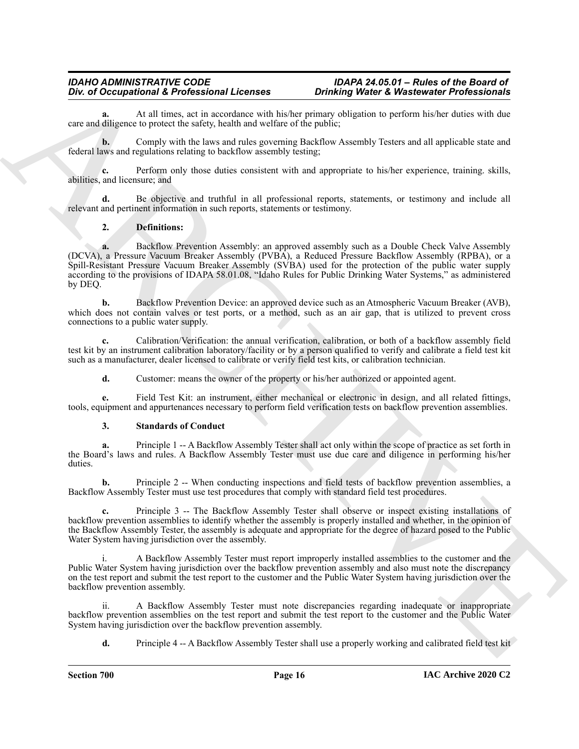**a.** At all times, act in accordance with his/her primary obligation to perform his/her duties with due care and diligence to protect the safety, health and welfare of the public;

**b.** Comply with the laws and rules governing Backflow Assembly Testers and all applicable state and federal laws and regulations relating to backflow assembly testing;

**c.** Perform only those duties consistent with and appropriate to his/her experience, training. skills, abilities, and licensure; and

**d.** Be objective and truthful in all professional reports, statements, or testimony and include all relevant and pertinent information in such reports, statements or testimony.

**2. Definitions:**

**a.** Backflow Prevention Assembly: an approved assembly such as a Double Check Valve Assembly (DCVA), a Pressure Vacuum Breaker Assembly (PVBA), a Reduced Pressure Backflow Assembly (RPBA), or a Spill-Resistant Pressure Vacuum Breaker Assembly (SVBA) used for the protection of the public water supply according to the provisions of IDAPA 58.01.08, "Idaho Rules for Public Drinking Water Systems," as administered by DEQ.

**b.** Backflow Prevention Device: an approved device such as an Atmospheric Vacuum Breaker (AVB), which does not contain valves or test ports, or a method, such as an air gap, that is utilized to prevent cross connections to a public water supply.

**c.** Calibration/Verification: the annual verification, calibration, or both of a backflow assembly field test kit by an instrument calibration laboratory/facility or by a person qualified to verify and calibrate a field test kit such as a manufacturer, dealer licensed to calibrate or verify field test kits, or calibration technician.

**d.** Customer: means the owner of the property or his/her authorized or appointed agent.

**e.** Field Test Kit: an instrument, either mechanical or electronic in design, and all related fittings, tools, equipment and appurtenances necessary to perform field verification tests on backflow prevention assemblies.

**3. Standards of Conduct**

**a.** Principle 1 -- A Backflow Assembly Tester shall act only within the scope of practice as set forth in the Board's laws and rules. A Backflow Assembly Tester must use due care and diligence in performing his/her duties.

**b.** Principle 2 -- When conducting inspections and field tests of backflow prevention assemblies, a Backflow Assembly Tester must use test procedures that comply with standard field test procedures.

**c.** Principle 3 -- The Backflow Assembly Tester shall observe or inspect existing installations of backflow prevention assemblies to identify whether the assembly is properly installed and whether, in the opinion of the Backflow Assembly Tester, the assembly is adequate and appropriate for the degree of hazard posed to the Public Water System having jurisdiction over the assembly.

i. A Backflow Assembly Tester must report improperly installed assemblies to the customer and the Public Water System having jurisdiction over the backflow prevention assembly and also must note the discrepancy on the test report and submit the test report to the customer and the Public Water System having jurisdiction over the backflow prevention assembly.

ii. A Backflow Assembly Tester must note discrepancies regarding inadequate or inappropriate backflow prevention assemblies on the test report and submit the test report to the customer and the Public Water System having jurisdiction over the backflow prevention assembly.

**d.** Principle 4 -- A Backflow Assembly Tester shall use a properly working and calibrated field test kit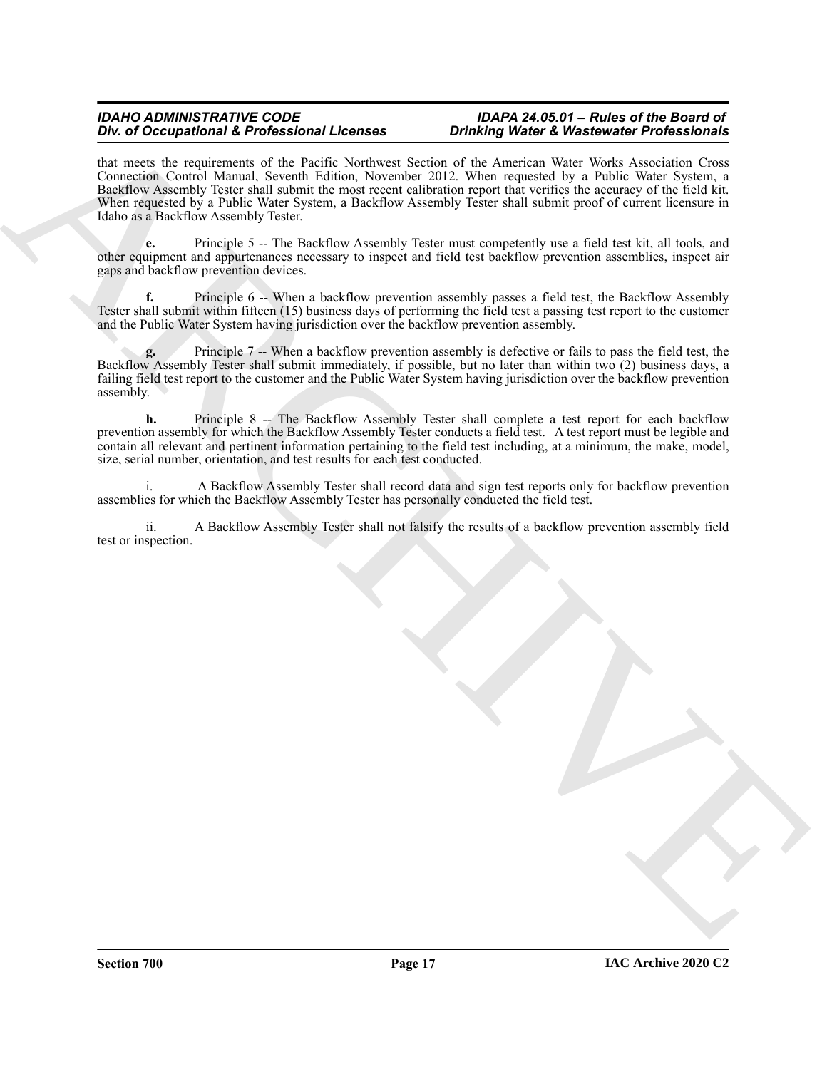that meets the requirements of the Pacific Northwest Section of the American Water Works Association Cross Connection Control Manual, Seventh Edition, November 2012. When requested by a Public Water System, a Backflow Assembly Tester shall submit the most recent calibration report that verifies the accuracy of the field kit. When requested by a Public Water System, a Backflow Assembly Tester shall submit proof of current licensure in Idaho as a Backflow Assembly Tester.

**e.** Principle 5 -- The Backflow Assembly Tester must competently use a field test kit, all tools, and other equipment and appurtenances necessary to inspect and field test backflow prevention assemblies, inspect air gaps and backflow prevention devices.

**f.** Principle 6 -- When a backflow prevention assembly passes a field test, the Backflow Assembly Tester shall submit within fifteen (15) business days of performing the field test a passing test report to the customer and the Public Water System having jurisdiction over the backflow prevention assembly.

**g.** Principle 7 -- When a backflow prevention assembly is defective or fails to pass the field test, the Backflow Assembly Tester shall submit immediately, if possible, but no later than within two (2) business days, a failing field test report to the customer and the Public Water System having jurisdiction over the backflow prevention assembly.

**h.** Principle 8 -- The Backflow Assembly Tester shall complete a test report for each backflow prevention assembly for which the Backflow Assembly Tester conducts a field test. A test report must be legible and contain all relevant and pertinent information pertaining to the field test including, at a minimum, the make, model, size, serial number, orientation, and test results for each test conducted.

i. A Backflow Assembly Tester shall record data and sign test reports only for backflow prevention assemblies for which the Backflow Assembly Tester has personally conducted the field test.

ii. A Backflow Assembly Tester shall not falsify the results of a backflow prevention assembly field test or inspection.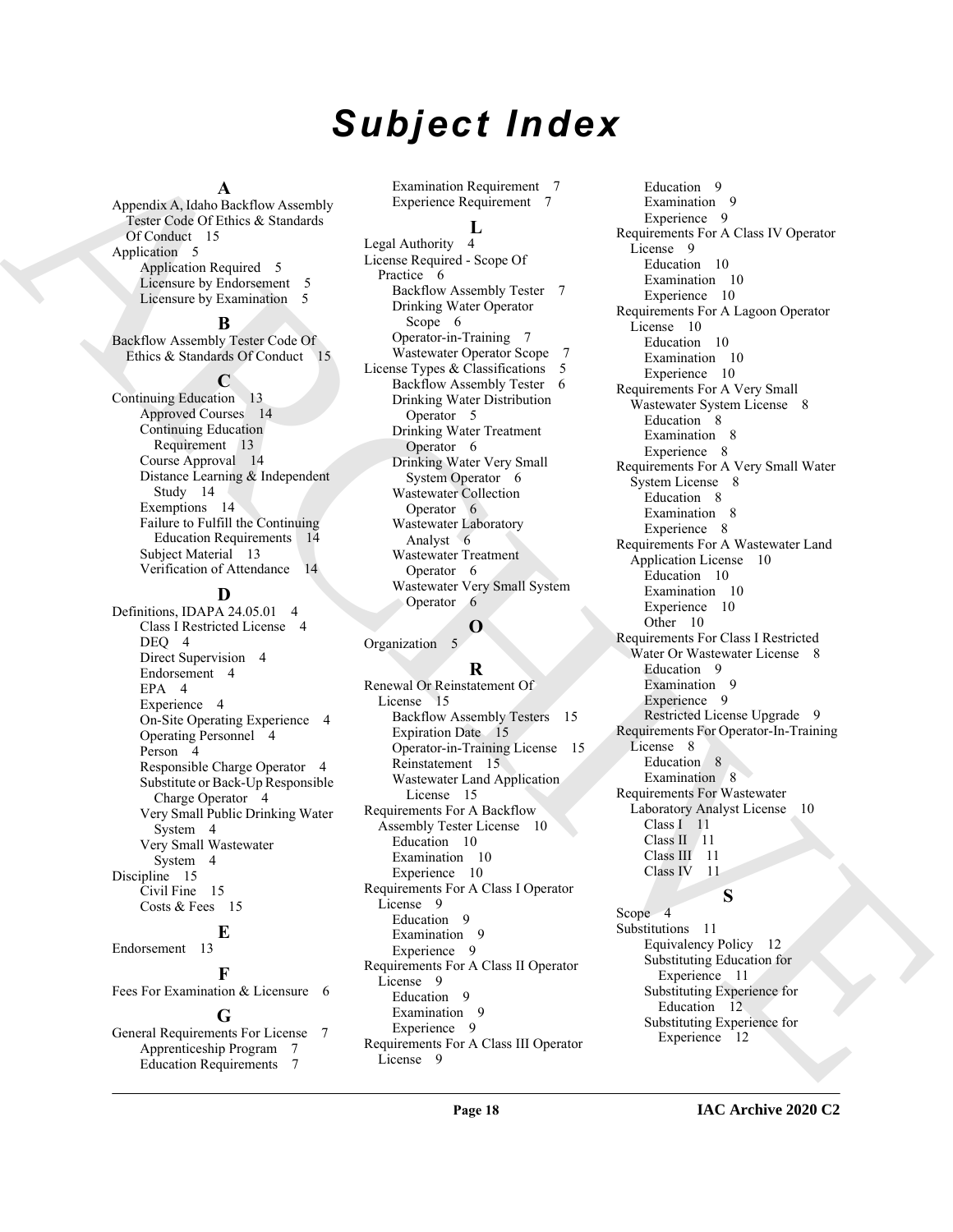# Subject Index

**A**

Appendix A, Idaho Backflow Assembly Tester Code Of Ethics & Standards Of Conduct 15
Application 5
- Application Required 5
- Licensure by Endorsement 5
- Licensure by Examination 5

**B**

Backflow Assembly Tester Code Of Ethics & Standards Of Conduct 15

**C**

Continuing Education 13
- Approved Courses 14
- Continuing Education Requirement 13
- Course Approval 14
- Distance Learning & Independent Study 14
- Exemptions 14
- Failure to Fulfill the Continuing Education Requirements 14
- Subject Material 13
- Verification of Attendance 14

**D**

Definitions, IDAPA 24.05.01 4
- Class I Restricted License 4
- DEQ 4
- Direct Supervision 4
- Endorsement 4
- EPA 4
- Experience 4
- On-Site Operating Experience 4
- Operating Personnel 4
- Person 4
- Responsible Charge Operator 4
- Substitute or Back-Up Responsible Charge Operator 4
- Very Small Public Drinking Water System 4
- Very Small Wastewater System 4

Discipline 15
- Civil Fine 15
- Costs & Fees 15

**E**

Endorsement 13

**F**

Fees For Examination & Licensure 6

**G**

General Requirements For License 7
- Apprenticeship Program 7
- Education Requirements 7
- Examination Requirement 7
- Experience Requirement 7

**L**

Legal Authority 4
License Required - Scope Of Practice 6
- Backflow Assembly Tester 7
- Drinking Water Operator Scope 6
- Operator-in-Training 7
- Wastewater Operator Scope 7

License Types & Classifications 5
- Backflow Assembly Tester 6
- Drinking Water Distribution Operator 5
- Drinking Water Treatment Operator 6
- Drinking Water Very Small System Operator 6
- Wastewater Collection Operator 6
- Wastewater Laboratory Analyst 6
- Wastewater Treatment Operator 6
- Wastewater Very Small System Operator 6

**O**

Organization 5

**R**

Renewal Or Reinstatement Of License 15
- Backflow Assembly Testers 15
- Expiration Date 15
- Operator-in-Training License 15
- Reinstatement 15
- Wastewater Land Application License 15

Requirements For A Backflow Assembly Tester License 10
- Education 10
- Examination 10
- Experience 10

Requirements For A Class I Operator License 9
- Education 9
- Examination 9
- Experience 9

Requirements For A Class II Operator License 9
- Education 9
- Examination 9
- Experience 9

Requirements For A Class III Operator License 9
- Education 9
- Examination 9
- Experience 9

Requirements For A Class IV Operator License 9
- Education 10
- Examination 10
- Experience 10

Requirements For A Lagoon Operator License 10
- Education 10
- Examination 10
- Experience 10

Requirements For A Very Small Wastewater System License 8
- Education 8
- Examination 8
- Experience 8

Requirements For A Very Small Water System License 8
- Education 8
- Examination 8
- Experience 8

Requirements For A Wastewater Land Application License 10
- Education 10
- Examination 10
- Experience 10
- Other 10

Requirements For Class I Restricted Water Or Wastewater License 8
- Education 9
- Examination 9
- Experience 9
- Restricted License Upgrade 9

Requirements For Operator-In-Training License 8
- Education 8
- Examination 8

Requirements For Wastewater Laboratory Analyst License 10
- Class I 11
- Class II 11
- Class III 11
- Class IV 11

**S**

Scope 4
Substitutions 11
- Equivalency Policy 12
- Substituting Education for Experience 11
- Substituting Experience for Education 12
- Substituting Experience for Experience 12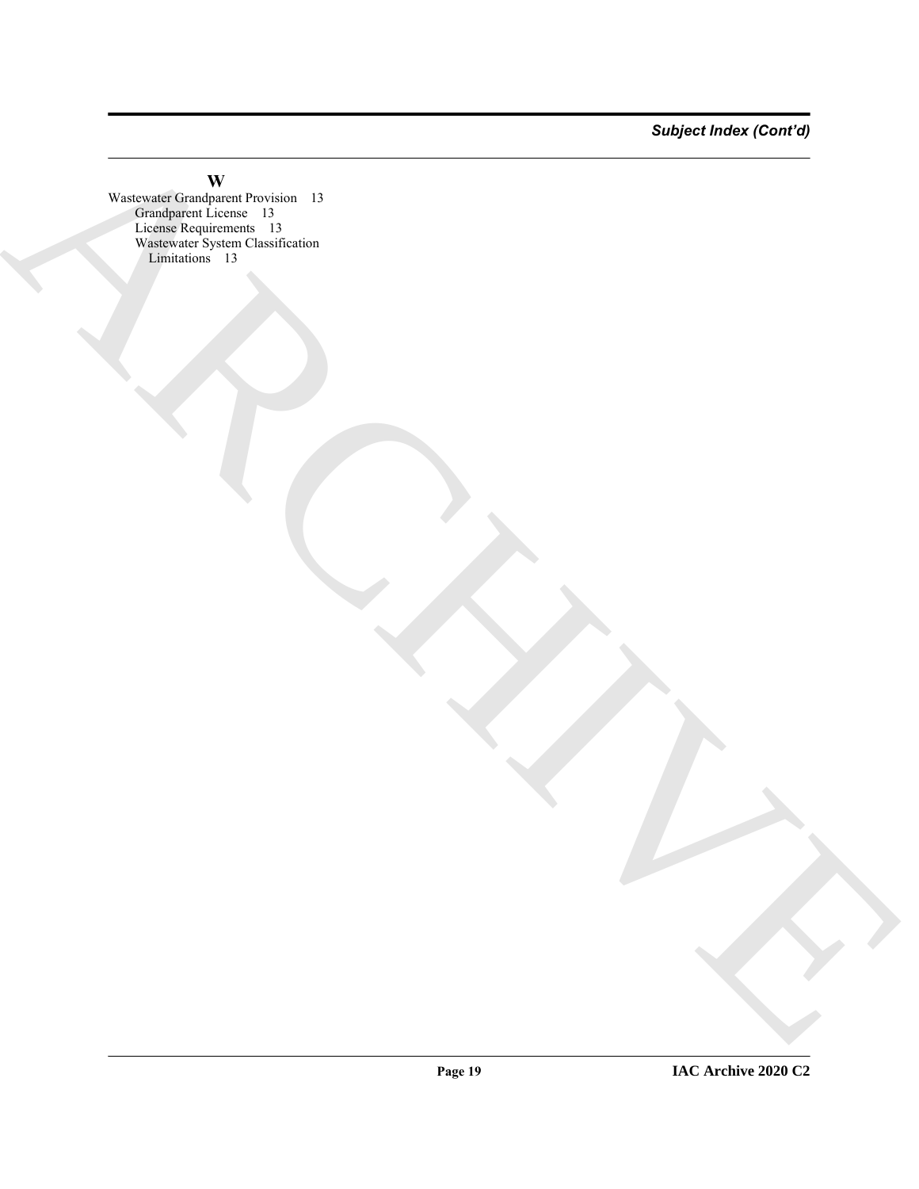## W

Wastewater Grandparent Provision 13
  Grandparent License 13
  License Requirements 13
  Wastewater System Classification Limitations 13